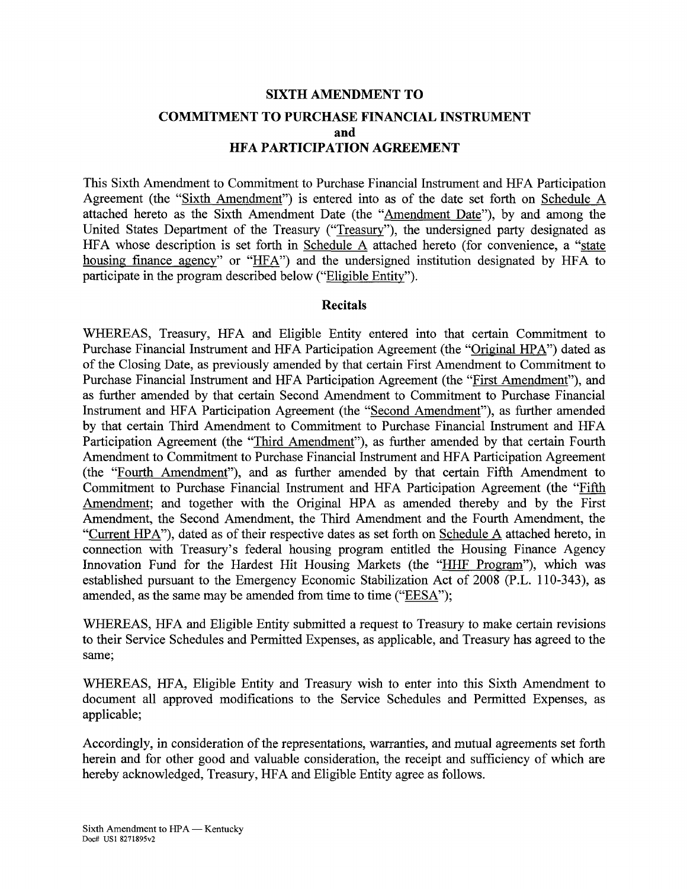# SIXTH AMENDMENT TO COMMITMENT TO PURCHASE FINANCIAL INSTRUMENT and HFA PARTICIPATION AGREEMENT

This Sixth Amendment to Commitment to Purchase Financial Instrument and HFA Participation Agreement (the "Sixth Amendment") is entered into as of the date set forth on Schedule A attached hereto as the Sixth Amendment Date (the "Amendment Date"), by and among the United States Department of the Treasury ("Treasury"), the undersigned party designated as HFA whose description is set forth in Schedule A attached hereto (for convenience, a "state housing finance agency" or "HFA") and the undersigned institution designated by HFA to participate in the program described below ("Eligible Entity").

## Recitals

WHEREAS, Treasury, HFA and Eligible Entity entered into that certain Commitment to Purchase Financial Instrument and HFA Participation Agreement (the "Original HPA") dated as of the Closing Date, as previously amended by that certain First Amendment to Commitment to Purchase Financial Instrument and HFA Participation Agreement (the "First Amendment"), and as further amended by that certain Second Amendment to Commitment to Purchase Financial Instrument and HFA Participation Agreement (the "Second Amendment"), as further amended by that certain Third Amendment to Commitment to Purchase Financial Instrument and HFA Participation Agreement (the "Third Amendment"), as further amended by that certain Fourth Amendment to Commitment to Purchase Financial Instrument and HFA Participation Agreement (the "Fourth Amendment"), and as further amended by that certain Fifth Amendment to Commitment to Purchase Financial Instrument and HFA Participation Agreement (the "Fifth Amendment; and together with the Original HPA as amended thereby and by the First Amendment, the Second Amendment, the Third Amendment and the Fourth Amendment, the "Current HPA"), dated as of their respective dates as set forth on Schedule A attached hereto, in connection with Treasury's federal housing program entitled the Housing Finance Agency Innovation Fund for the Hardest Hit Housing Markets (the "HHF Program"), which was established pursuant to the Emergency Economic Stabilization Act of 2008 (P.L. 110-343), as amended, as the same may be amended from time to time ("EESA");

WHEREAS, HFA and Eligible Entity submitted a request to Treasury to make certain revisions to their Service Schedules and Permitted Expenses, as applicable, and Treasury has agreed to the same;

WHEREAS, HFA, Eligible Entity and Treasury wish to enter into this Sixth Amendment to document all approved modifications to the Service Schedules and Permitted Expenses, as applicable;

Accordingly, in consideration of the representations, warranties, and mutual agreements set forth herein and for other good and valuable consideration, the receipt and sufficiency of which are hereby acknowledged, Treasury, HFA and Eligible Entity agree as follows.

Sixth Amendment to HPA — Kentucky
Doc# US1 8271895v2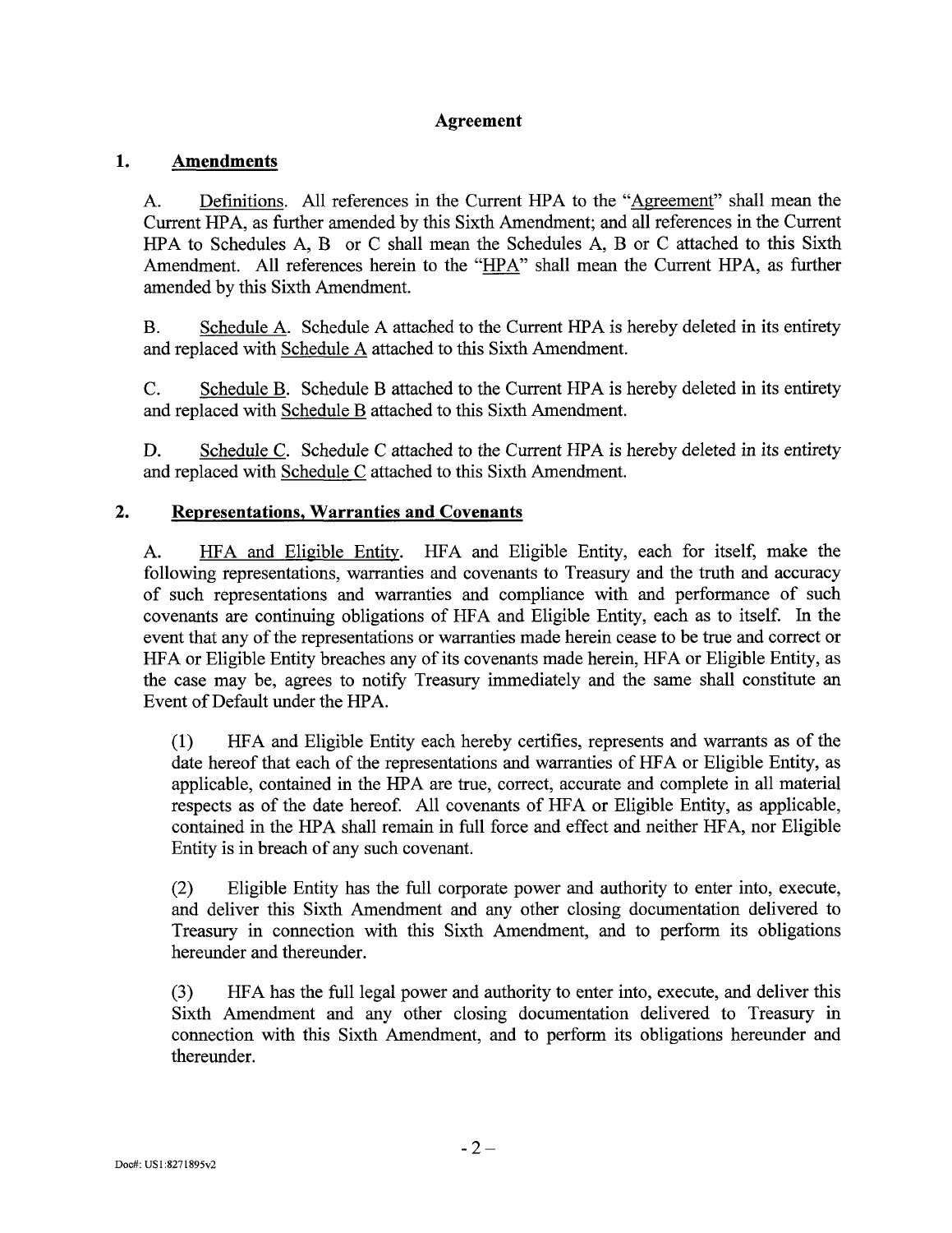## Agreement

### 1. Amendments

A. Definitions. All references in the Current HPA to the "Agreement" shall mean the Current HPA, as further amended by this Sixth Amendment; and all references in the Current HPA to Schedules A, B or C shall mean the Schedules A, B or C attached to this Sixth Amendment. All references herein to the "HPA" shall mean the Current HPA, as further amended by this Sixth Amendment.

B. Schedule A. Schedule A attached to the Current HPA is hereby deleted in its entirety and replaced with Schedule A attached to this Sixth Amendment.

C. Schedule B. Schedule B attached to the Current HPA is hereby deleted in its entirety and replaced with Schedule B attached to this Sixth Amendment.

D. Schedule C. Schedule C attached to the Current HPA is hereby deleted in its entirety and replaced with Schedule C attached to this Sixth Amendment.

### 2. Representations, Warranties and Covenants

A. HFA and Eligible Entity. HFA and Eligible Entity, each for itself, make the following representations, warranties and covenants to Treasury and the truth and accuracy of such representations and warranties and compliance with and performance of such covenants are continuing obligations of HFA and Eligible Entity, each as to itself. In the event that any of the representations or warranties made herein cease to be true and correct or HFA or Eligible Entity breaches any of its covenants made herein, HFA or Eligible Entity, as the case may be, agrees to notify Treasury immediately and the same shall constitute an Event of Default under the HPA.

(1) HFA and Eligible Entity each hereby certifies, represents and warrants as of the date hereof that each of the representations and warranties of HFA or Eligible Entity, as applicable, contained in the HPA are true, correct, accurate and complete in all material respects as of the date hereof. All covenants of HFA or Eligible Entity, as applicable, contained in the HPA shall remain in full force and effect and neither HFA, nor Eligible Entity is in breach of any such covenant.

(2) Eligible Entity has the full corporate power and authority to enter into, execute, and deliver this Sixth Amendment and any other closing documentation delivered to Treasury in connection with this Sixth Amendment, and to perform its obligations hereunder and thereunder.

(3) HFA has the full legal power and authority to enter into, execute, and deliver this Sixth Amendment and any other closing documentation delivered to Treasury in connection with this Sixth Amendment, and to perform its obligations hereunder and thereunder.

Doc#: US1:8271895v2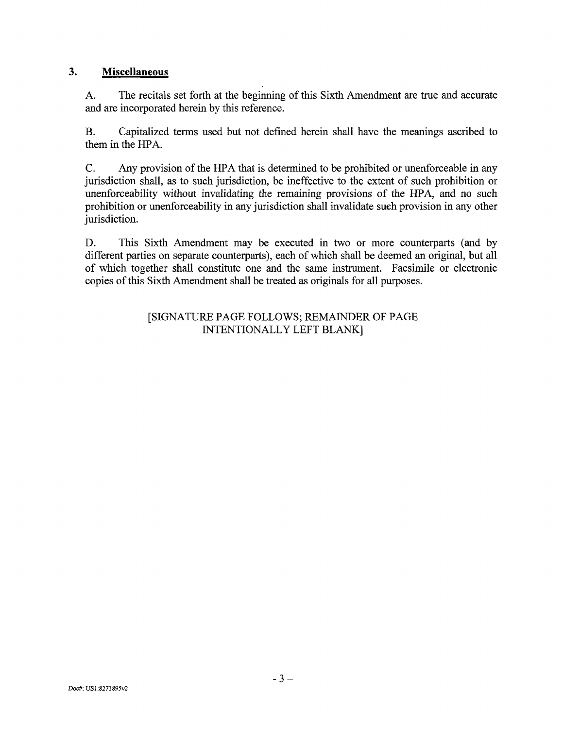## 3. Miscellaneous

A. The recitals set forth at the beginning of this Sixth Amendment are true and accurate and are incorporated herein by this reference.

B. Capitalized terms used but not defined herein shall have the meanings ascribed to them in the HPA.

C. Any provision of the HPA that is determined to be prohibited or unenforceable in any jurisdiction shall, as to such jurisdiction, be ineffective to the extent of such prohibition or unenforceability without invalidating the remaining provisions of the HPA, and no such prohibition or unenforceability in any jurisdiction shall invalidate such provision in any other jurisdiction.

D. This Sixth Amendment may be executed in two or more counterparts (and by different parties on separate counterparts), each of which shall be deemed an original, but all of which together shall constitute one and the same instrument. Facsimile or electronic copies of this Sixth Amendment shall be treated as originals for all purposes.

[SIGNATURE PAGE FOLLOWS; REMAINDER OF PAGE INTENTIONALLY LEFT BLANK]

Doc#: US1:8271895v2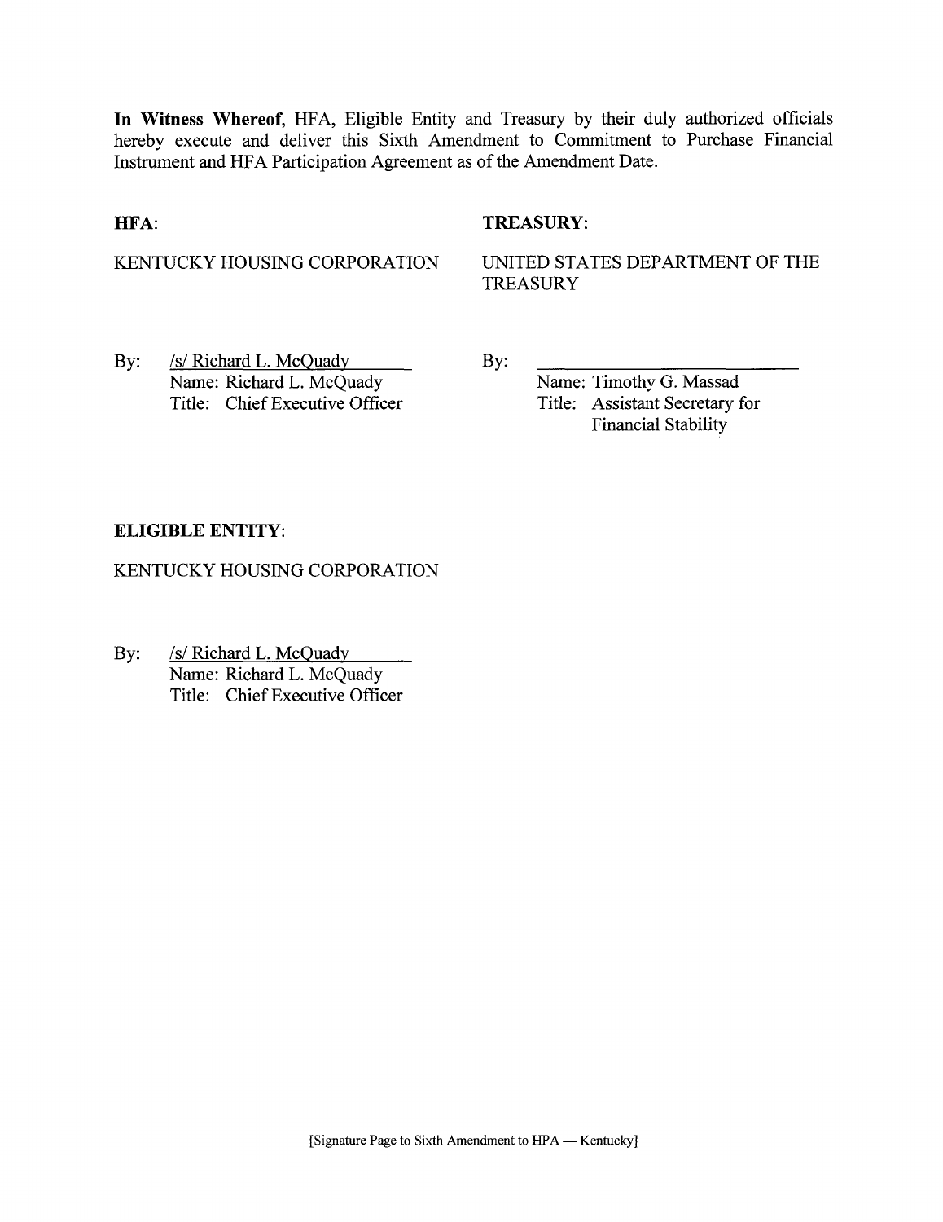**In Witness Whereof**, HFA, Eligible Entity and Treasury by their duly authorized officials hereby execute and deliver this Sixth Amendment to Commitment to Purchase Financial Instrument and HFA Participation Agreement as of the Amendment Date.

**HFA**:

KENTUCKY HOUSING CORPORATION

By: /s/ Richard L. McQuady
Name: Richard L. McQuady
Title: Chief Executive Officer

**TREASURY**:

UNITED STATES DEPARTMENT OF THE TREASURY

By: ___________________________
Name: Timothy G. Massad
Title: Assistant Secretary for Financial Stability

**ELIGIBLE ENTITY**:

KENTUCKY HOUSING CORPORATION

By: /s/ Richard L. McQuady
Name: Richard L. McQuady
Title: Chief Executive Officer

[Signature Page to Sixth Amendment to HPA — Kentucky]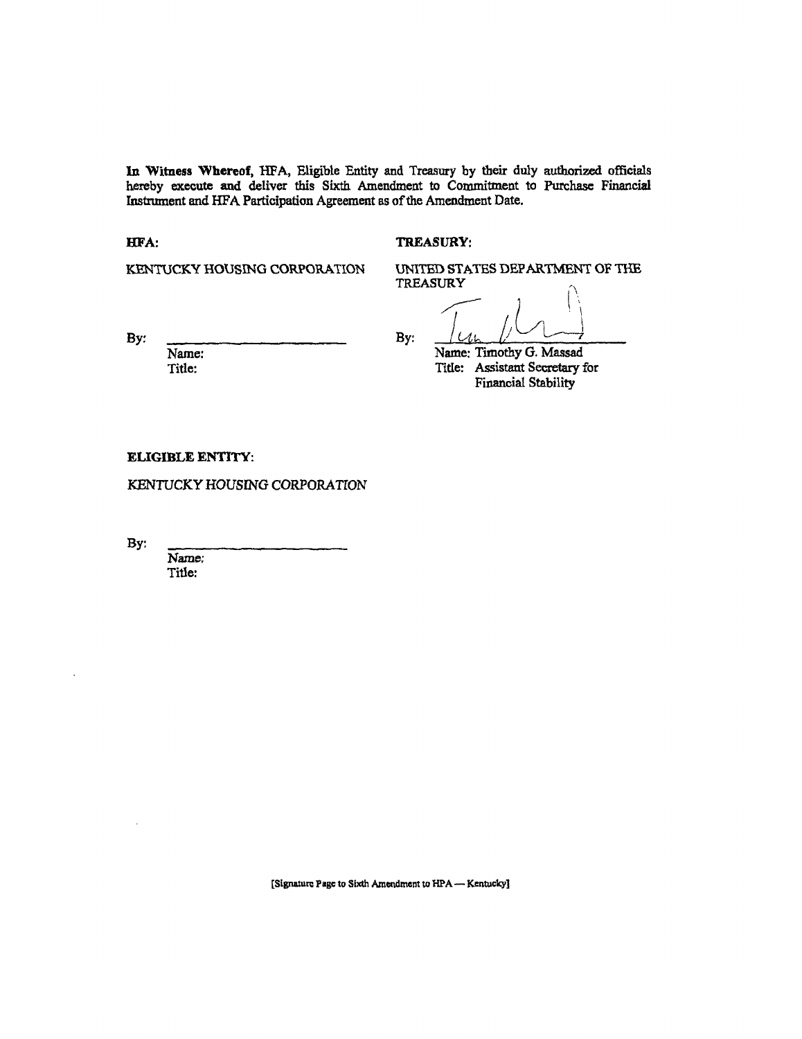**In Witness Whereof,** HFA, Eligible Entity and Treasury by their duly authorized officials hereby execute and deliver this Sixth Amendment to Commitment to Purchase Financial Instrument and HFA Participation Agreement as of the Amendment Date.

**HFA:**

KENTUCKY HOUSING CORPORATION

By: ______________________

Name:
Title:

**TREASURY:**

UNITED STATES DEPARTMENT OF THE TREASURY

By: ______________________

Name: Timothy G. Massad
Title: Assistant Secretary for Financial Stability

**ELIGIBLE ENTITY:**

*KENTUCKY HOUSING CORPORATION*

By: ______________________

Name:
Title:

[Signature Page to Sixth Amendment to HPA — Kentucky]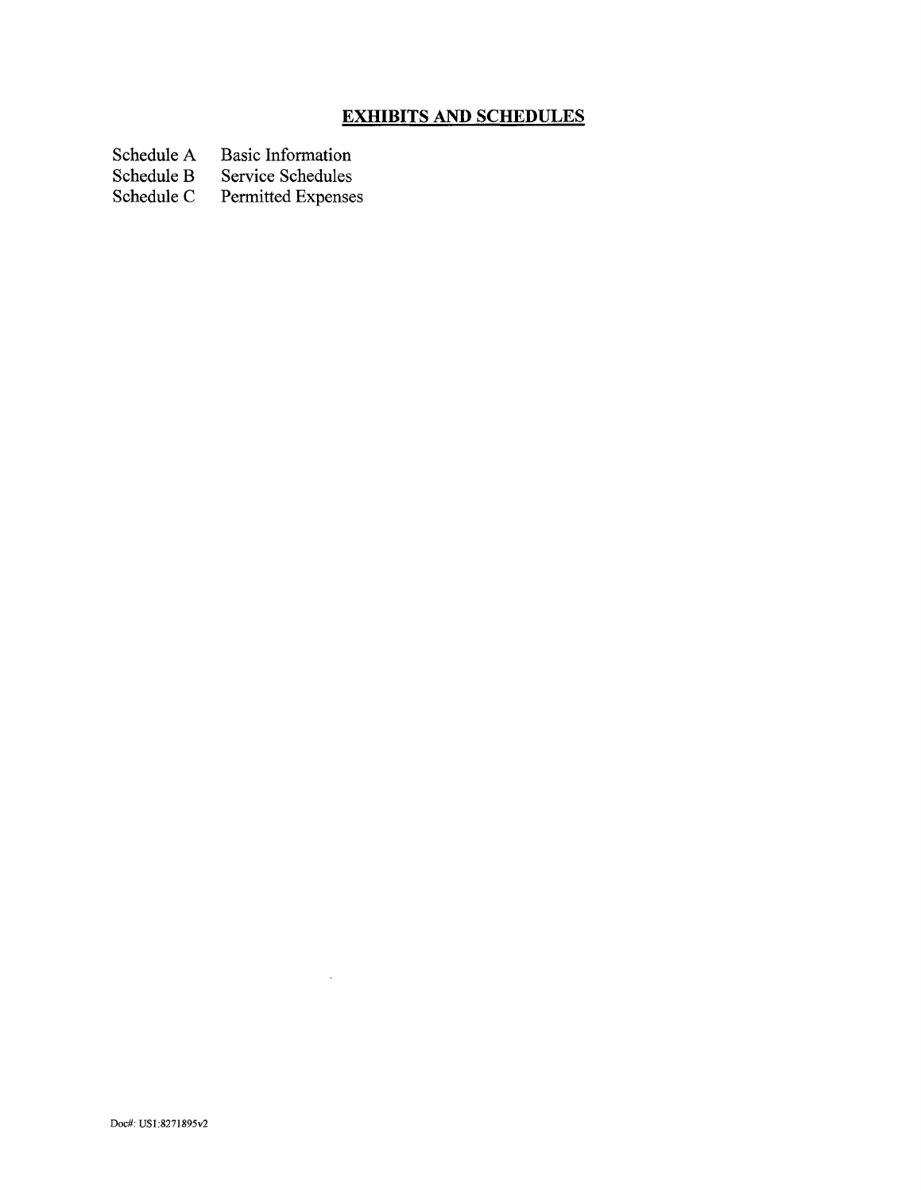## **EXHIBITS AND SCHEDULES**

| | |
|---|---|
| Schedule A | Basic Information |
| Schedule B | Service Schedules |
| Schedule C | Permitted Expenses |

Doc#: US1:8271895v2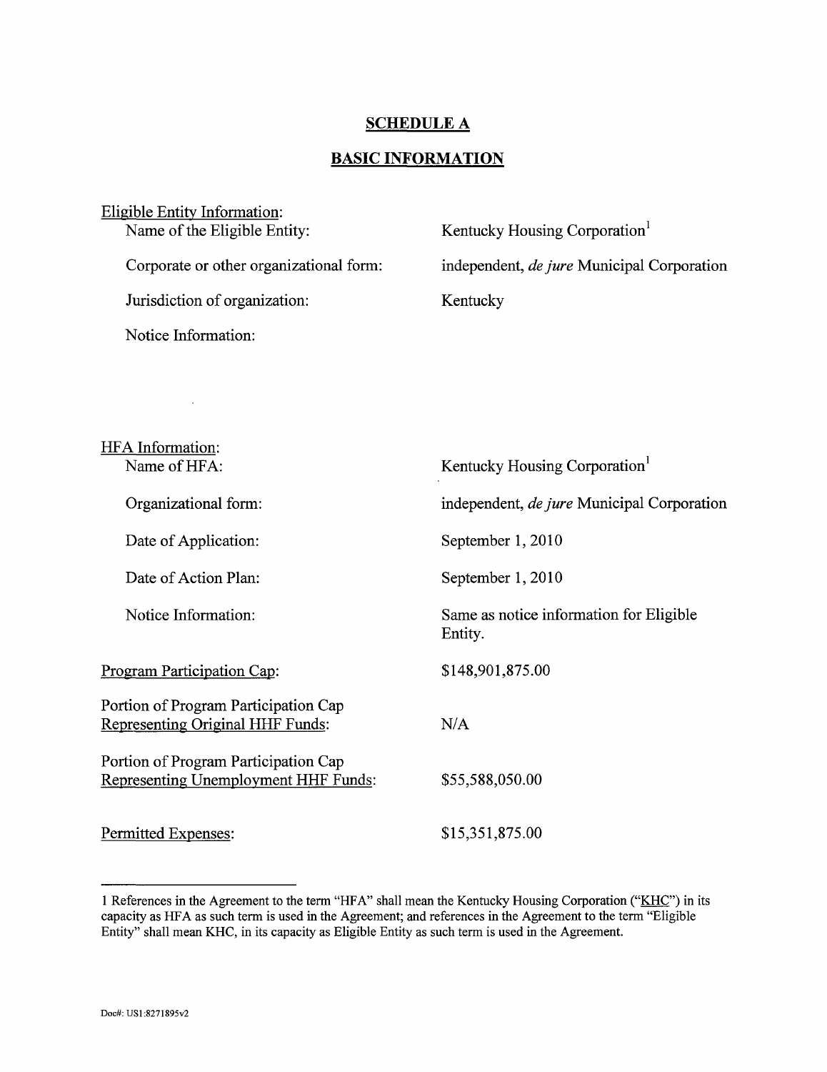# SCHEDULE A

## BASIC INFORMATION

Eligible Entity Information:

| | |
|---|---|
| Name of the Eligible Entity: | Kentucky Housing Corporation[1] |
| Corporate or other organizational form: | independent, *de jure* Municipal Corporation |
| Jurisdiction of organization: | Kentucky |
| Notice Information: | |

HFA Information:

| | |
|---|---|
| Name of HFA: | Kentucky Housing Corporation[1] |
| Organizational form: | independent, *de jure* Municipal Corporation |
| Date of Application: | September 1, 2010 |
| Date of Action Plan: | September 1, 2010 |
| Notice Information: | Same as notice information for Eligible Entity. |

| | |
|---|---|
| Program Participation Cap: | $148,901,875.00 |
| Portion of Program Participation Cap Representing Original HHF Funds: | N/A |
| Portion of Program Participation Cap Representing Unemployment HHF Funds: | $55,588,050.00 |
| Permitted Expenses: | $15,351,875.00 |

---

1 References in the Agreement to the term "HFA" shall mean the Kentucky Housing Corporation ("KHC") in its capacity as HFA as such term is used in the Agreement; and references in the Agreement to the term "Eligible Entity" shall mean KHC, in its capacity as Eligible Entity as such term is used in the Agreement.

Doc#: US1:8271895v2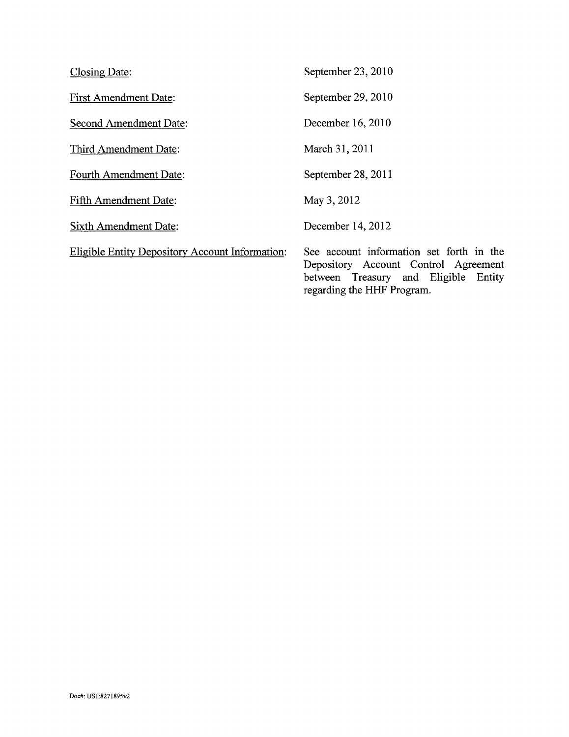| | |
|---|---|
| Closing Date: | September 23, 2010 |
| First Amendment Date: | September 29, 2010 |
| Second Amendment Date: | December 16, 2010 |
| Third Amendment Date: | March 31, 2011 |
| Fourth Amendment Date: | September 28, 2011 |
| Fifth Amendment Date: | May 3, 2012 |
| Sixth Amendment Date: | December 14, 2012 |
| Eligible Entity Depository Account Information: | See account information set forth in the Depository Account Control Agreement between Treasury and Eligible Entity regarding the HHF Program. |

Doc#: US1:8271895v2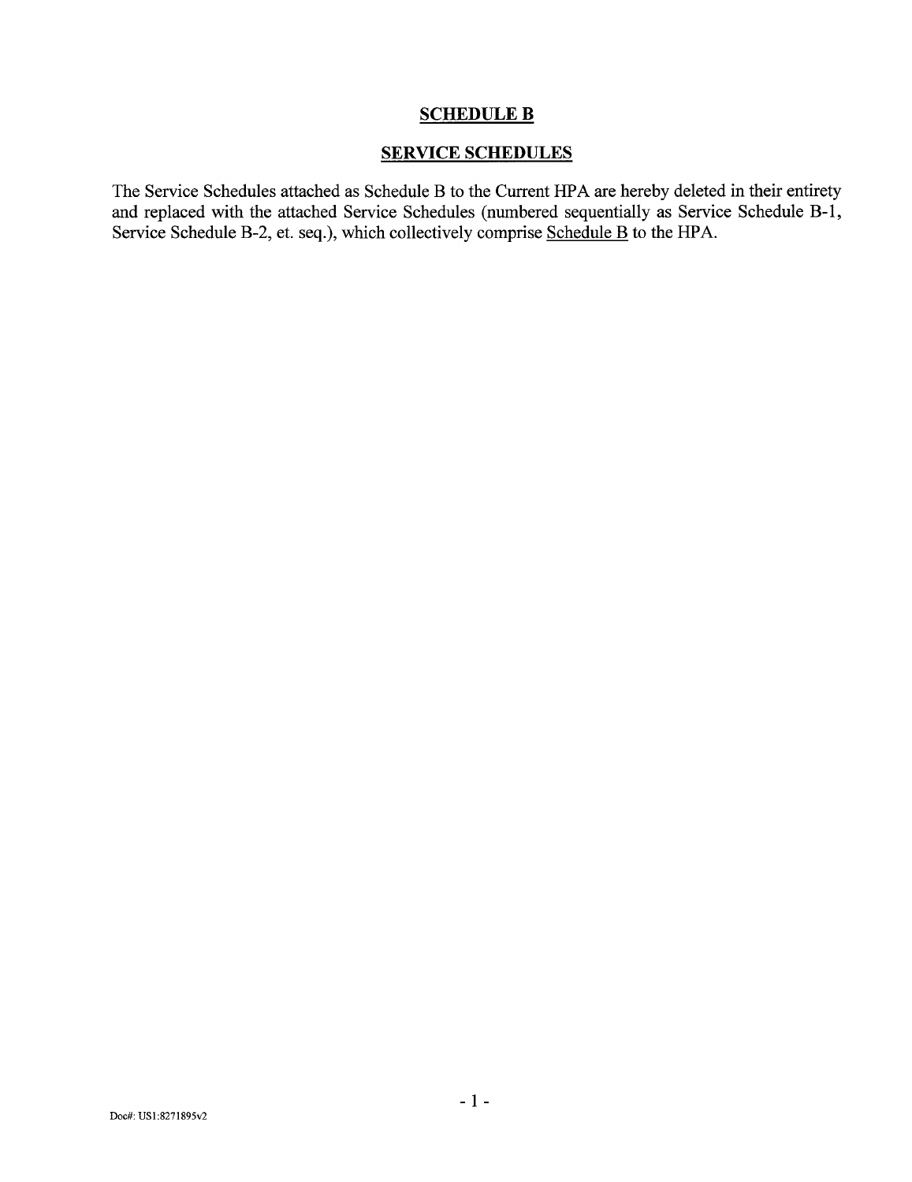# **SCHEDULE B**

## **SERVICE SCHEDULES**

The Service Schedules attached as Schedule B to the Current HPA are hereby deleted in their entirety and replaced with the attached Service Schedules (numbered sequentially as Service Schedule B-1, Service Schedule B-2, et. seq.), which collectively comprise Schedule B to the HPA.

Doc#: US1:8271895v2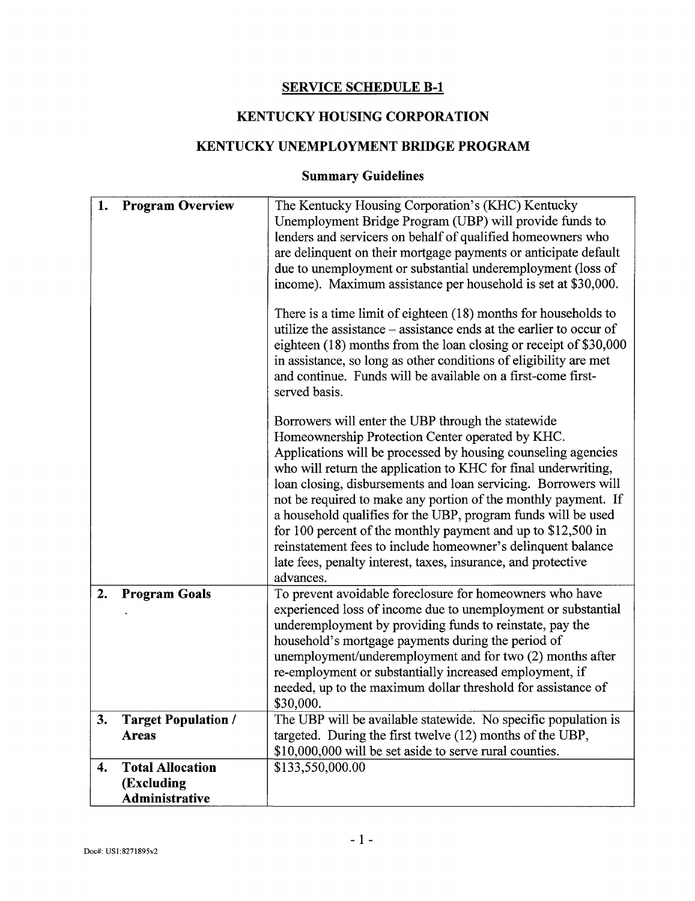# SERVICE SCHEDULE B-1

# KENTUCKY HOUSING CORPORATION

# KENTUCKY UNEMPLOYMENT BRIDGE PROGRAM

## Summary Guidelines

| | |
|---|---|
| **1. Program Overview** | The Kentucky Housing Corporation's (KHC) Kentucky Unemployment Bridge Program (UBP) will provide funds to lenders and servicers on behalf of qualified homeowners who are delinquent on their mortgage payments or anticipate default due to unemployment or substantial underemployment (loss of income). Maximum assistance per household is set at $30,000.<br><br>There is a time limit of eighteen (18) months for households to utilize the assistance – assistance ends at the earlier to occur of eighteen (18) months from the loan closing or receipt of $30,000 in assistance, so long as other conditions of eligibility are met and continue. Funds will be available on a first-come first-served basis.<br><br>Borrowers will enter the UBP through the statewide Homeownership Protection Center operated by KHC. Applications will be processed by housing counseling agencies who will return the application to KHC for final underwriting, loan closing, disbursements and loan servicing. Borrowers will not be required to make any portion of the monthly payment. If a household qualifies for the UBP, program funds will be used for 100 percent of the monthly payment and up to $12,500 in reinstatement fees to include homeowner's delinquent balance late fees, penalty interest, taxes, insurance, and protective advances. |
| **2. Program Goals** | To prevent avoidable foreclosure for homeowners who have experienced loss of income due to unemployment or substantial underemployment by providing funds to reinstate, pay the household's mortgage payments during the period of unemployment/underemployment and for two (2) months after re-employment or substantially increased employment, if needed, up to the maximum dollar threshold for assistance of $30,000. |
| **3. Target Population / Areas** | The UBP will be available statewide. No specific population is targeted. During the first twelve (12) months of the UBP, $10,000,000 will be set aside to serve rural counties. |
| **4. Total Allocation (Excluding Administrative** | $133,550,000.00 |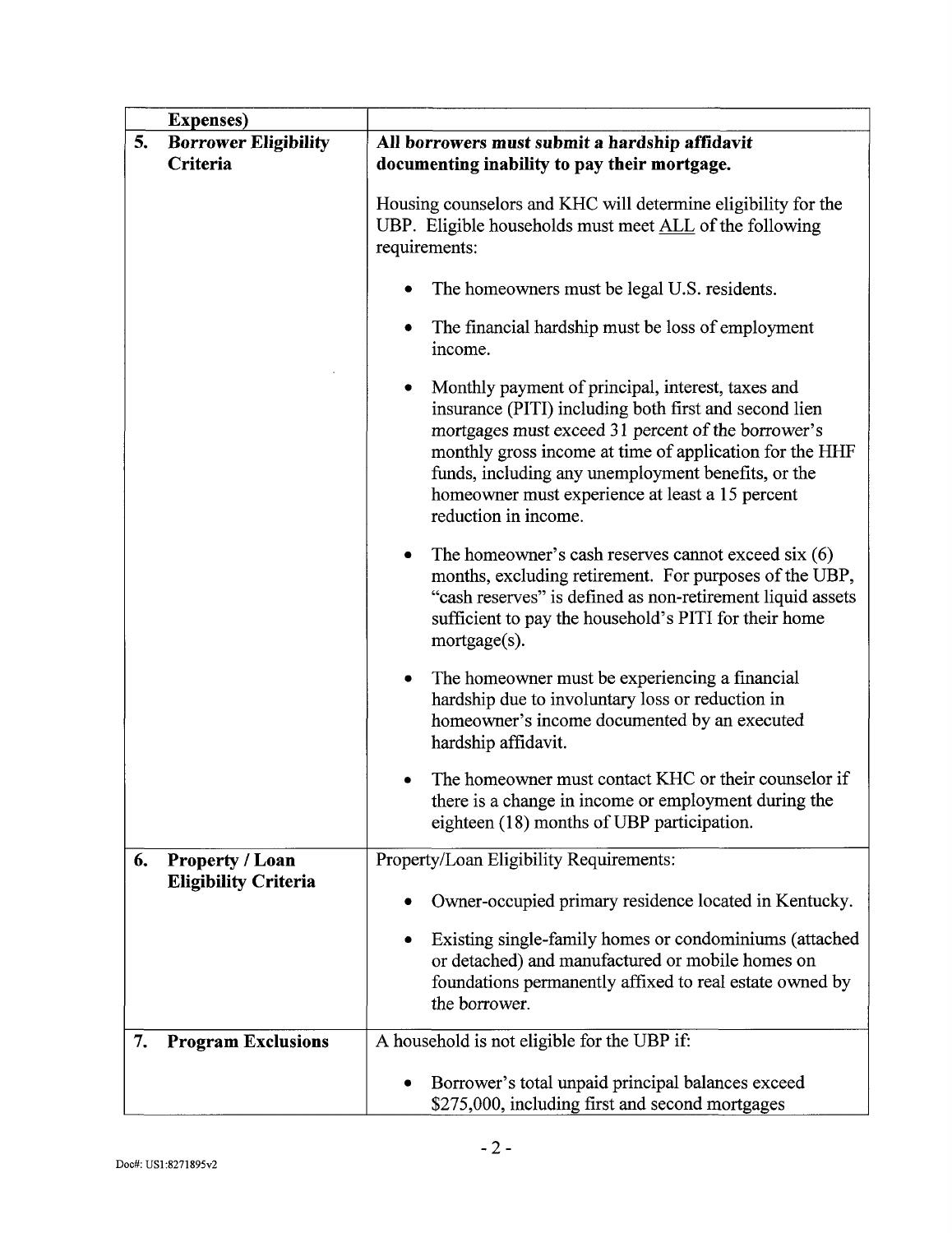| | |
|---|---|
| **Expenses)** | |
| **5. Borrower Eligibility Criteria** | **All borrowers must submit a hardship affidavit documenting inability to pay their mortgage.**<br><br>Housing counselors and KHC will determine eligibility for the UBP. Eligible households must meet ALL of the following requirements:<br><br>• The homeowners must be legal U.S. residents.<br><br>• The financial hardship must be loss of employment income.<br><br>• Monthly payment of principal, interest, taxes and insurance (PITI) including both first and second lien mortgages must exceed 31 percent of the borrower's monthly gross income at time of application for the HHF funds, including any unemployment benefits, or the homeowner must experience at least a 15 percent reduction in income.<br><br>• The homeowner's cash reserves cannot exceed six (6) months, excluding retirement. For purposes of the UBP, "cash reserves" is defined as non-retirement liquid assets sufficient to pay the household's PITI for their home mortgage(s).<br><br>• The homeowner must be experiencing a financial hardship due to involuntary loss or reduction in homeowner's income documented by an executed hardship affidavit.<br><br>• The homeowner must contact KHC or their counselor if there is a change in income or employment during the eighteen (18) months of UBP participation. |
| **6. Property / Loan Eligibility Criteria** | Property/Loan Eligibility Requirements:<br><br>• Owner-occupied primary residence located in Kentucky.<br><br>• Existing single-family homes or condominiums (attached or detached) and manufactured or mobile homes on foundations permanently affixed to real estate owned by the borrower. |
| **7. Program Exclusions** | A household is not eligible for the UBP if:<br><br>• Borrower's total unpaid principal balances exceed $275,000, including first and second mortgages |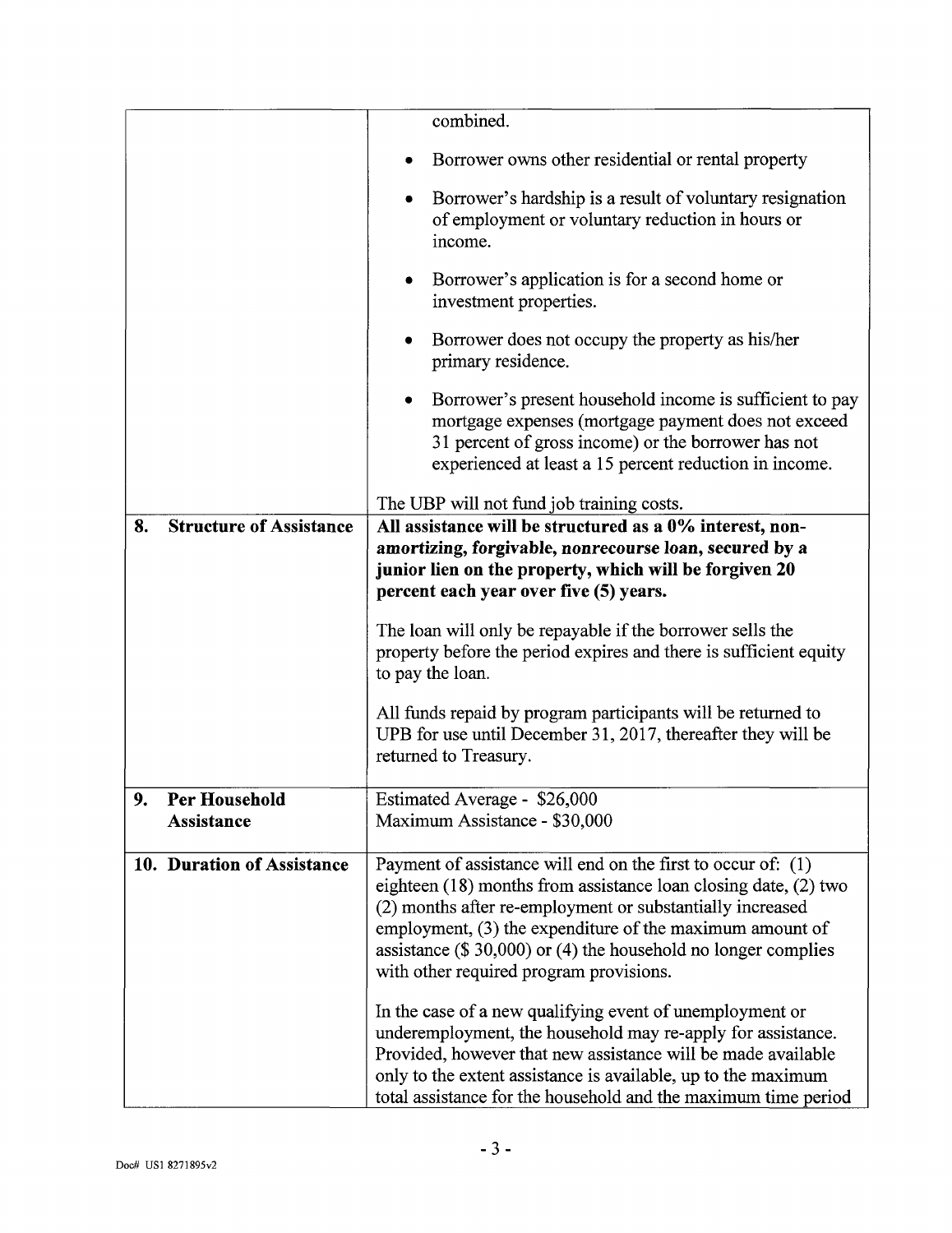| | |
|---|---|
| | combined.<br><br>• Borrower owns other residential or rental property<br><br>• Borrower's hardship is a result of voluntary resignation of employment or voluntary reduction in hours or income.<br><br>• Borrower's application is for a second home or investment properties.<br><br>• Borrower does not occupy the property as his/her primary residence.<br><br>• Borrower's present household income is sufficient to pay mortgage expenses (mortgage payment does not exceed 31 percent of gross income) or the borrower has not experienced at least a 15 percent reduction in income.<br><br>The UBP will not fund job training costs. |
| **8. Structure of Assistance** | **All assistance will be structured as a 0% interest, non-amortizing, forgivable, nonrecourse loan, secured by a junior lien on the property, which will be forgiven 20 percent each year over five (5) years.**<br><br>The loan will only be repayable if the borrower sells the property before the period expires and there is sufficient equity to pay the loan.<br><br>All funds repaid by program participants will be returned to UPB for use until December 31, 2017, thereafter they will be returned to Treasury. |
| **9. Per Household Assistance** | Estimated Average - $26,000<br>Maximum Assistance - $30,000 |
| **10. Duration of Assistance** | Payment of assistance will end on the first to occur of: (1) eighteen (18) months from assistance loan closing date, (2) two (2) months after re-employment or substantially increased employment, (3) the expenditure of the maximum amount of assistance ($ 30,000) or (4) the household no longer complies with other required program provisions.<br><br>In the case of a new qualifying event of unemployment or underemployment, the household may re-apply for assistance. Provided, however that new assistance will be made available only to the extent assistance is available, up to the maximum total assistance for the household and the maximum time period |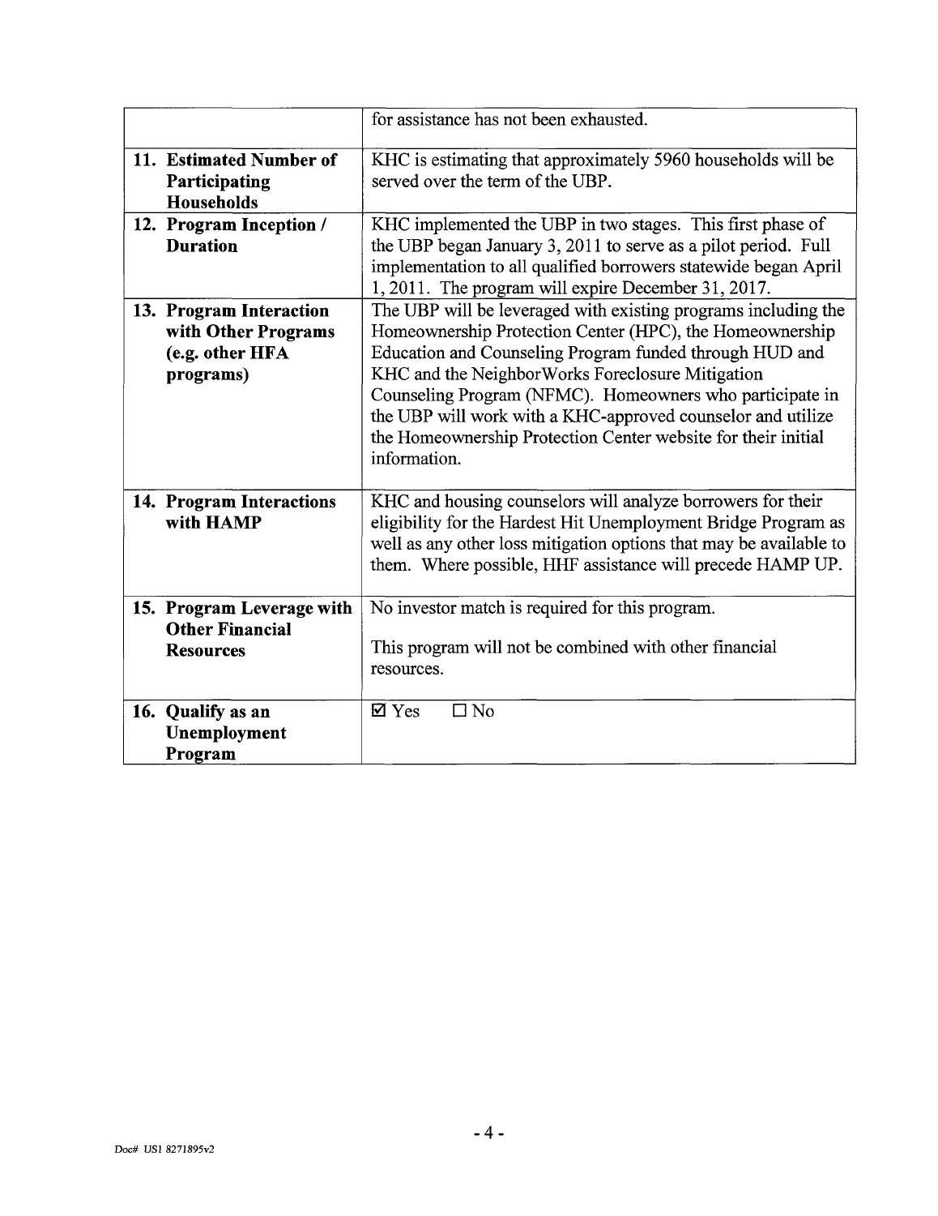| | |
|---|---|
| | for assistance has not been exhausted. |
| **11. Estimated Number of Participating Households** | KHC is estimating that approximately 5960 households will be served over the term of the UBP. |
| **12. Program Inception / Duration** | KHC implemented the UBP in two stages. This first phase of the UBP began January 3, 2011 to serve as a pilot period. Full implementation to all qualified borrowers statewide began April 1, 2011. The program will expire December 31, 2017. |
| **13. Program Interaction with Other Programs (e.g. other HFA programs)** | The UBP will be leveraged with existing programs including the Homeownership Protection Center (HPC), the Homeownership Education and Counseling Program funded through HUD and KHC and the NeighborWorks Foreclosure Mitigation Counseling Program (NFMC). Homeowners who participate in the UBP will work with a KHC-approved counselor and utilize the Homeownership Protection Center website for their initial information. |
| **14. Program Interactions with HAMP** | KHC and housing counselors will analyze borrowers for their eligibility for the Hardest Hit Unemployment Bridge Program as well as any other loss mitigation options that may be available to them. Where possible, HHF assistance will precede HAMP UP. |
| **15. Program Leverage with Other Financial Resources** | No investor match is required for this program.<br><br>This program will not be combined with other financial resources. |
| **16. Qualify as an Unemployment Program** | ☑ Yes ☐ No |

Doc# US1 8271895v2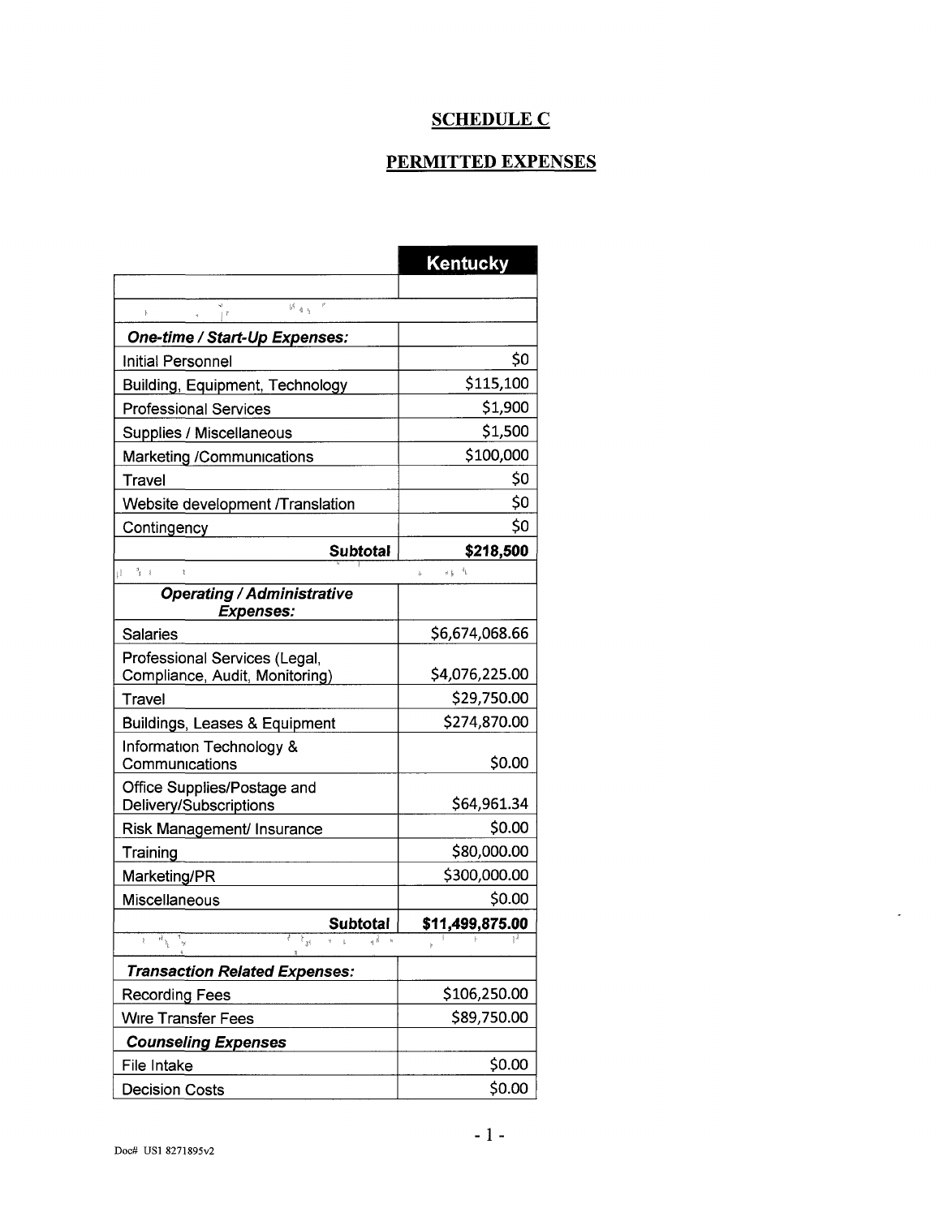**SCHEDULE C**

**PERMITTED EXPENSES**

| | Kentucky |
|---|---|
| | |
| | |
| ***One-time / Start-Up Expenses:*** | |
| Initial Personnel | \$0 |
| Building, Equipment, Technology | \$115,100 |
| Professional Services | \$1,900 |
| Supplies / Miscellaneous | \$1,500 |
| Marketing /Communications | \$100,000 |
| Travel | \$0 |
| Website development /Translation | \$0 |
| Contingency | \$0 |
| **Subtotal** | **\$218,500** |
| | |
| ***Operating / Administrative Expenses:*** | |
| Salaries | \$6,674,068.66 |
| Professional Services (Legal, Compliance, Audit, Monitoring) | \$4,076,225.00 |
| Travel | \$29,750.00 |
| Buildings, Leases & Equipment | \$274,870.00 |
| Information Technology & Communications | \$0.00 |
| Office Supplies/Postage and Delivery/Subscriptions | \$64,961.34 |
| Risk Management/ Insurance | \$0.00 |
| Training | \$80,000.00 |
| Marketing/PR | \$300,000.00 |
| Miscellaneous | \$0.00 |
| **Subtotal** | **\$11,499,875.00** |
| | |
| ***Transaction Related Expenses:*** | |
| Recording Fees | \$106,250.00 |
| Wire Transfer Fees | \$89,750.00 |
| ***Counseling Expenses*** | |
| File Intake | \$0.00 |
| Decision Costs | \$0.00 |

Doc# US1 8271895v2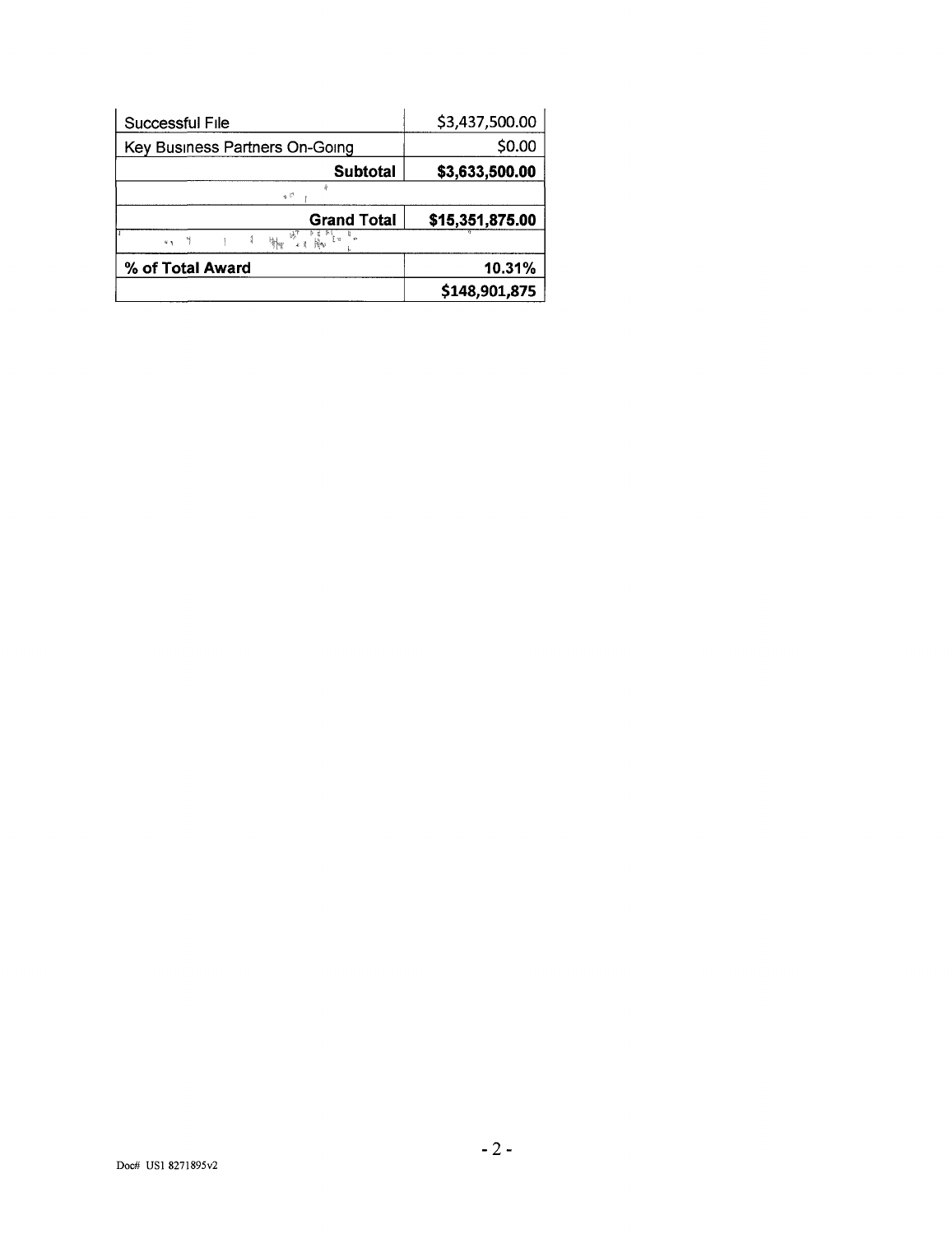| | |
|---|---|
| Successful File | $3,437,500.00 |
| Key Business Partners On-Going | $0.00 |
| **Subtotal** | **$3,633,500.00** |
| | |
| **Grand Total** | **$15,351,875.00** |
| | |
| **% of Total Award** | **10.31%** |
| | **$148,901,875** |

Doc# US1 8271895v2